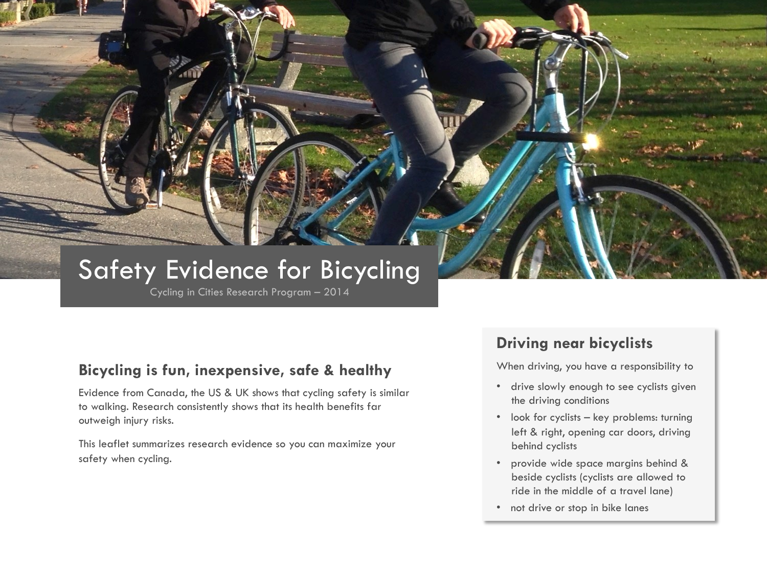# Safety Evidence for Bicycling

Cycling in Cities Research Program – 2014

## Bicycling is fun, inexpensive, safe & healthy

Evidence from Canada, the US & UK shows that cycling safety is similar to walking. Research consistently shows that its health benefits far outweigh injury risks.

This leaflet summarizes research evidence so you can maximize your safety when cycling.

## Driving near bicyclists

When driving, you have a responsibility to

- drive slowly enough to see cyclists given the driving conditions
- look for cyclists – key problems: turning left & right, opening car doors, driving behind cyclists
- provide wide space margins behind & beside cyclists (cyclists are allowed to ride in the middle of a travel lane)
- not drive or stop in bike lanes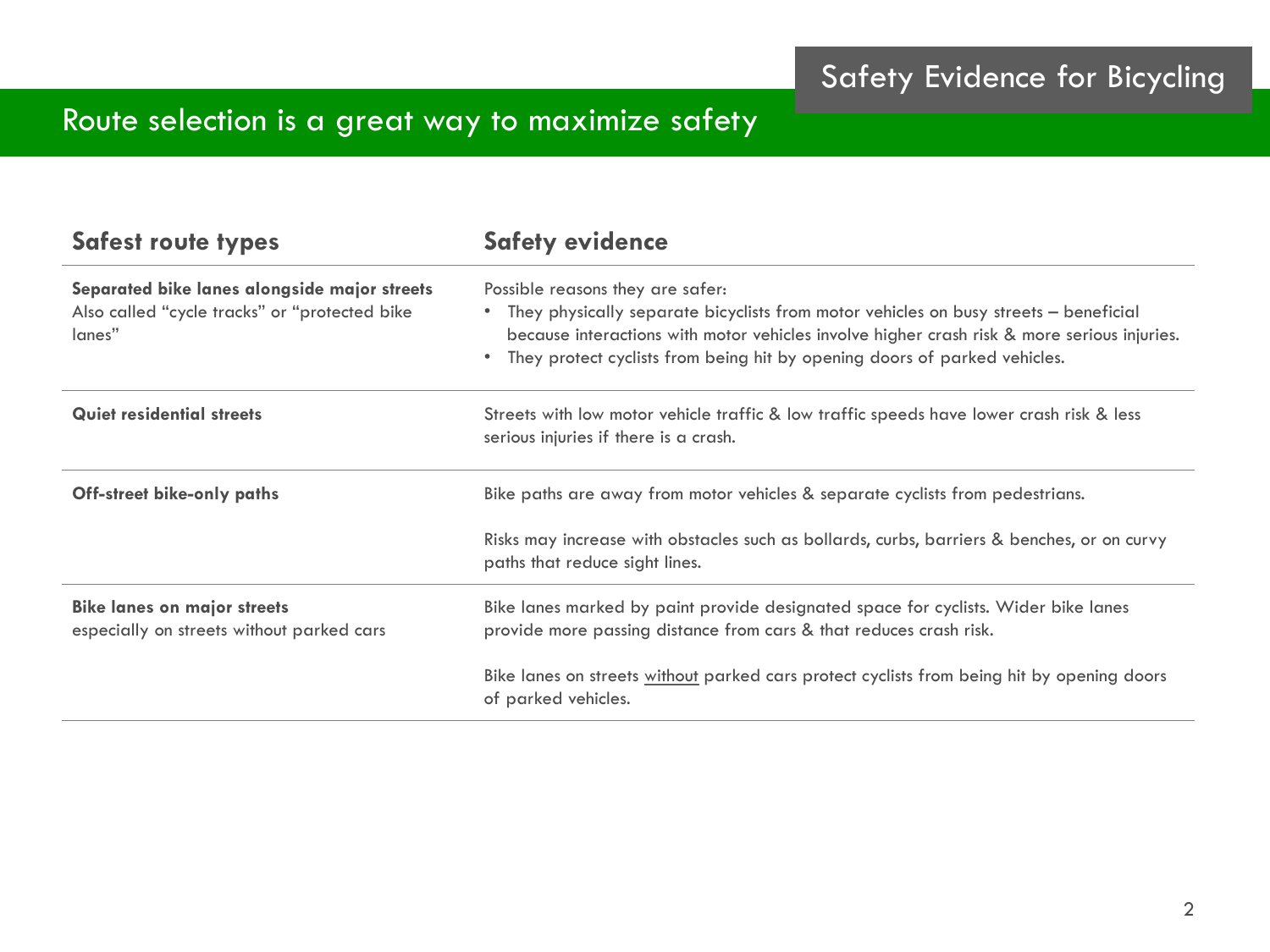## Route selection is a great way to maximize safety

| Safest route types | Safety evidence |
|---|---|
| **Separated bike lanes alongside major streets** Also called “cycle tracks” or “protected bike lanes” | Possible reasons they are safer:<br>• They physically separate bicyclists from motor vehicles on busy streets – beneficial because interactions with motor vehicles involve higher crash risk & more serious injuries.<br>• They protect cyclists from being hit by opening doors of parked vehicles. |
| **Quiet residential streets** | Streets with low motor vehicle traffic & low traffic speeds have lower crash risk & less serious injuries if there is a crash. |
| **Off-street bike-only paths** | Bike paths are away from motor vehicles & separate cyclists from pedestrians.<br><br>Risks may increase with obstacles such as bollards, curbs, barriers & benches, or on curvy paths that reduce sight lines. |
| **Bike lanes on major streets** especially on streets without parked cars | Bike lanes marked by paint provide designated space for cyclists. Wider bike lanes provide more passing distance from cars & that reduces crash risk.<br><br>Bike lanes on streets <u>without</u> parked cars protect cyclists from being hit by opening doors of parked vehicles. |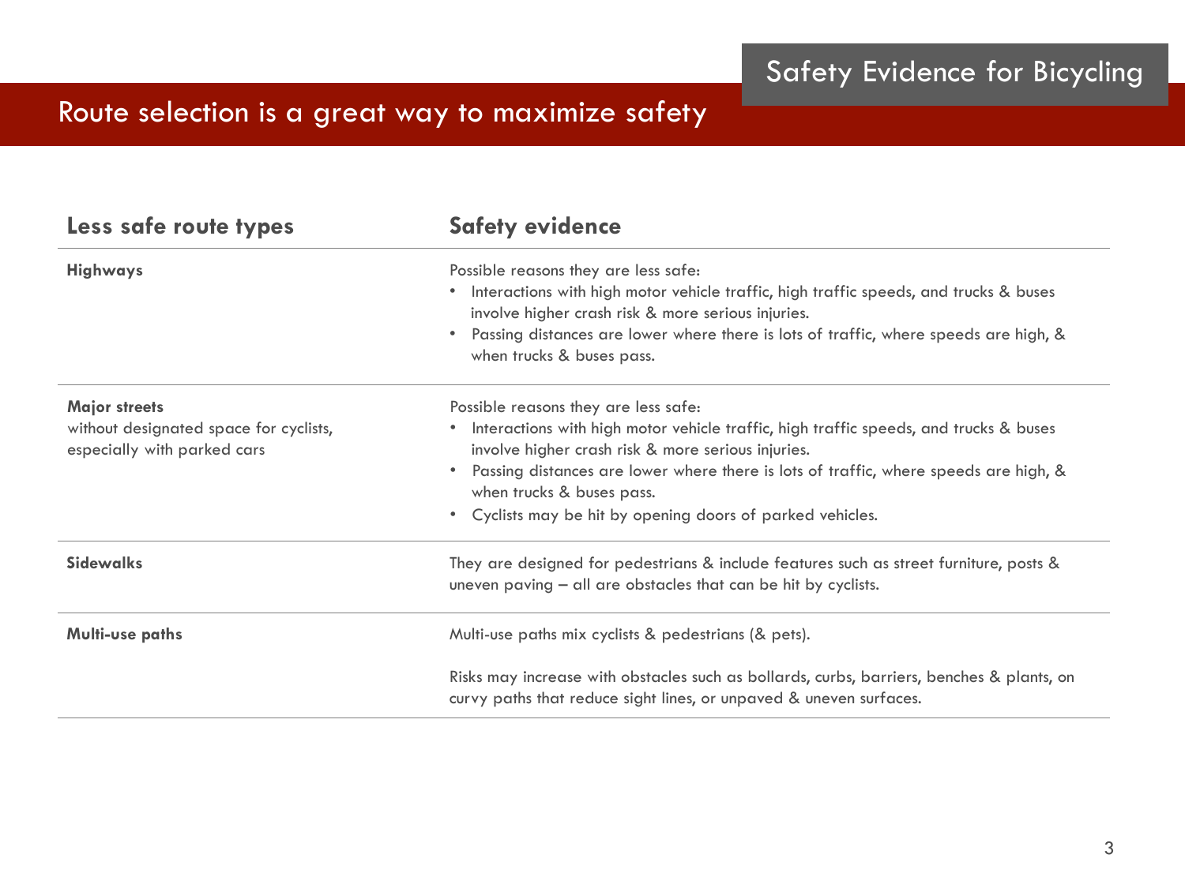## Safety Evidence for Bicycling

# Route selection is a great way to maximize safety

| Less safe route types | Safety evidence |
|---|---|
| **Highways** | Possible reasons they are less safe:<br>• Interactions with high motor vehicle traffic, high traffic speeds, and trucks & buses involve higher crash risk & more serious injuries.<br>• Passing distances are lower where there is lots of traffic, where speeds are high, & when trucks & buses pass. |
| **Major streets**<br>without designated space for cyclists, especially with parked cars | Possible reasons they are less safe:<br>• Interactions with high motor vehicle traffic, high traffic speeds, and trucks & buses involve higher crash risk & more serious injuries.<br>• Passing distances are lower where there is lots of traffic, where speeds are high, & when trucks & buses pass.<br>• Cyclists may be hit by opening doors of parked vehicles. |
| **Sidewalks** | They are designed for pedestrians & include features such as street furniture, posts & uneven paving – all are obstacles that can be hit by cyclists. |
| **Multi-use paths** | Multi-use paths mix cyclists & pedestrians (& pets).<br><br>Risks may increase with obstacles such as bollards, curbs, barriers, benches & plants, on curvy paths that reduce sight lines, or unpaved & uneven surfaces. |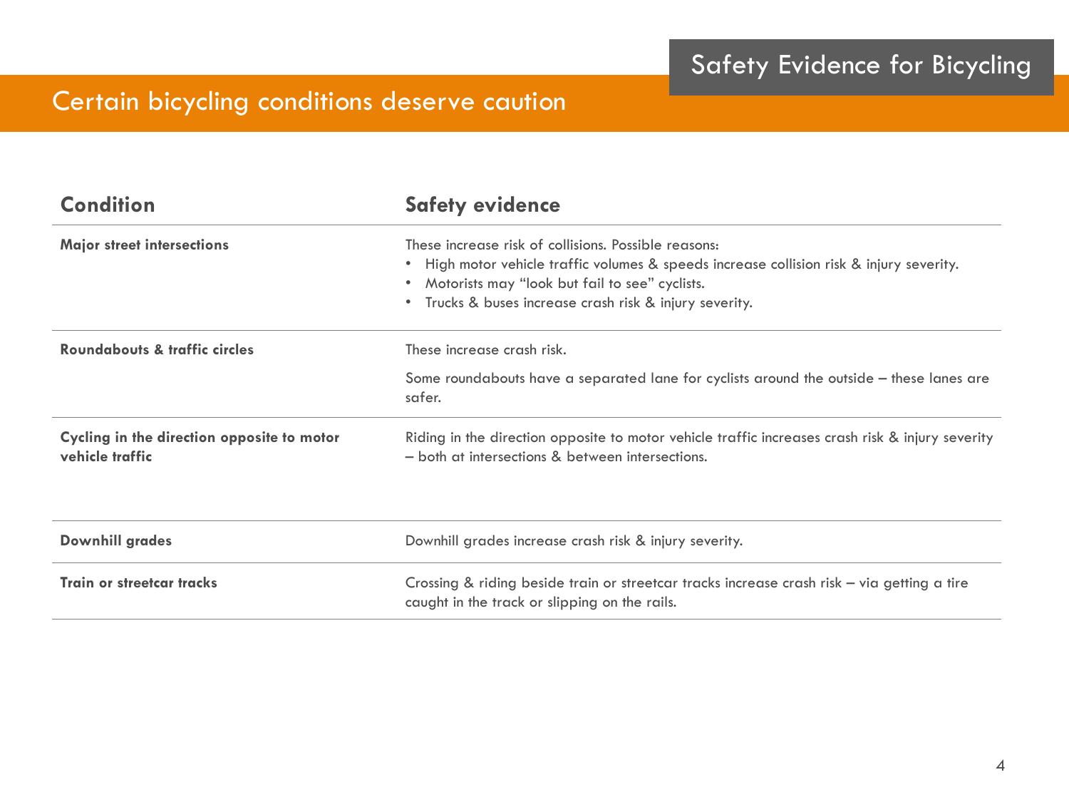## Safety Evidence for Bicycling

# Certain bicycling conditions deserve caution

| Condition | Safety evidence |
| --- | --- |
| **Major street intersections** | These increase risk of collisions. Possible reasons:<br>• High motor vehicle traffic volumes & speeds increase collision risk & injury severity.<br>• Motorists may "look but fail to see" cyclists.<br>• Trucks & buses increase crash risk & injury severity. |
| **Roundabouts & traffic circles** | These increase crash risk.<br><br>Some roundabouts have a separated lane for cyclists around the outside – these lanes are safer. |
| **Cycling in the direction opposite to motor vehicle traffic** | Riding in the direction opposite to motor vehicle traffic increases crash risk & injury severity – both at intersections & between intersections. |
| **Downhill grades** | Downhill grades increase crash risk & injury severity. |
| **Train or streetcar tracks** | Crossing & riding beside train or streetcar tracks increase crash risk – via getting a tire caught in the track or slipping on the rails. |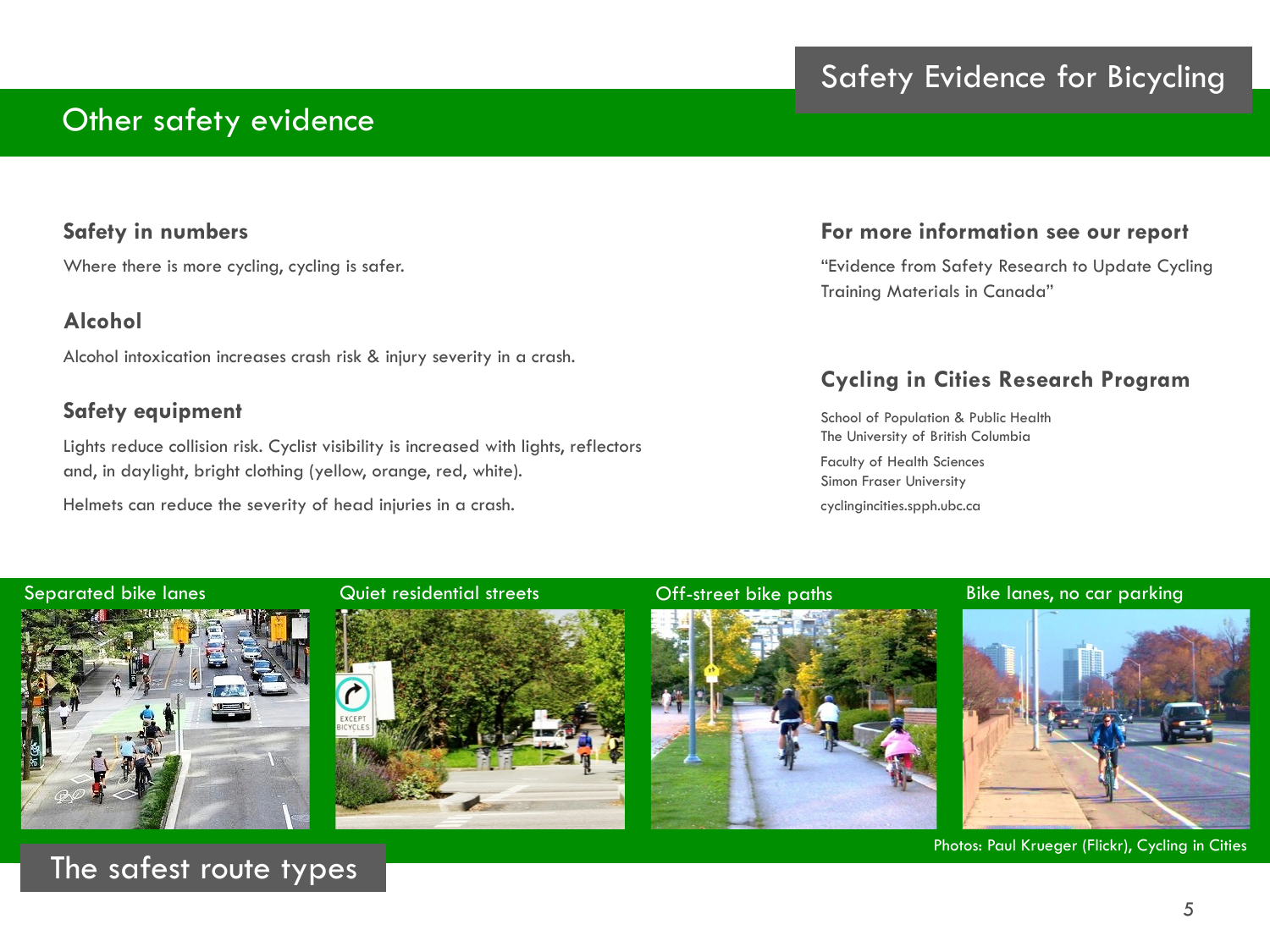# Safety Evidence for Bicycling

## Other safety evidence

### Safety in numbers

Where there is more cycling, cycling is safer.

### Alcohol

Alcohol intoxication increases crash risk & injury severity in a crash.

### Safety equipment

Lights reduce collision risk. Cyclist visibility is increased with lights, reflectors and, in daylight, bright clothing (yellow, orange, red, white).

Helmets can reduce the severity of head injuries in a crash.

### For more information see our report

"Evidence from Safety Research to Update Cycling Training Materials in Canada"

### Cycling in Cities Research Program

School of Population & Public Health
The University of British Columbia

Faculty of Health Sciences
Simon Fraser University

cyclingincities.spph.ubc.ca

## The safest route types

Separated bike lanes

Quiet residential streets

Off-street bike paths

Bike lanes, no car parking

Photos: Paul Krueger (Flickr), Cycling in Cities